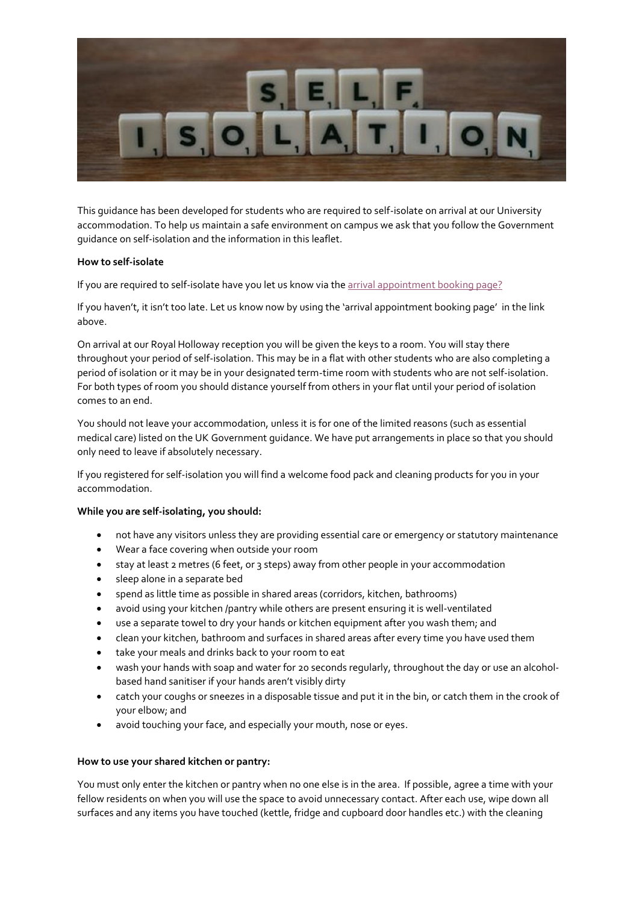This guidance has been developed for students who are required to self-isolate on arrival at our University accommodation. To help us maintain a safe environment on campus we ask that you follow the Government guidance on self-isolation and the information in this leaflet.

**How to self-isolate**

If you are required to self-isolate have you let us know via the [arrival appointment booking page?]

If you haven't, it isn't too late. Let us know now by using the 'arrival appointment booking page' in the link above.

On arrival at our Royal Holloway reception you will be given the keys to a room. You will stay there throughout your period of self-isolation. This may be in a flat with other students who are also completing a period of isolation or it may be in your designated term-time room with students who are not self-isolation. For both types of room you should distance yourself from others in your flat until your period of isolation comes to an end.

You should not leave your accommodation, unless it is for one of the limited reasons (such as essential medical care) listed on the UK Government guidance. We have put arrangements in place so that you should only need to leave if absolutely necessary.

If you registered for self-isolation you will find a welcome food pack and cleaning products for you in your accommodation.

**While you are self-isolating, you should:**

- not have any visitors unless they are providing essential care or emergency or statutory maintenance
- Wear a face covering when outside your room
- stay at least 2 metres (6 feet, or 3 steps) away from other people in your accommodation
- sleep alone in a separate bed
- spend as little time as possible in shared areas (corridors, kitchen, bathrooms)
- avoid using your kitchen /pantry while others are present ensuring it is well-ventilated
- use a separate towel to dry your hands or kitchen equipment after you wash them; and
- clean your kitchen, bathroom and surfaces in shared areas after every time you have used them
- take your meals and drinks back to your room to eat
- wash your hands with soap and water for 20 seconds regularly, throughout the day or use an alcohol-based hand sanitiser if your hands aren't visibly dirty
- catch your coughs or sneezes in a disposable tissue and put it in the bin, or catch them in the crook of your elbow; and
- avoid touching your face, and especially your mouth, nose or eyes.

**How to use your shared kitchen or pantry:**

You must only enter the kitchen or pantry when no one else is in the area. If possible, agree a time with your fellow residents on when you will use the space to avoid unnecessary contact. After each use, wipe down all surfaces and any items you have touched (kettle, fridge and cupboard door handles etc.) with the cleaning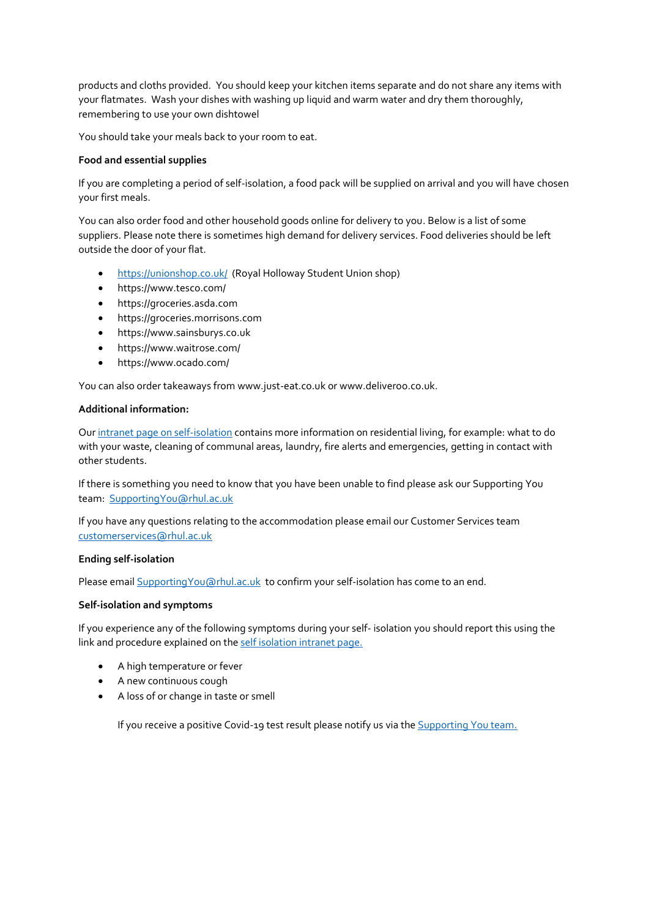products and cloths provided. You should keep your kitchen items separate and do not share any items with your flatmates. Wash your dishes with washing up liquid and warm water and dry them thoroughly, remembering to use your own dishtowel

You should take your meals back to your room to eat.

**Food and essential supplies**

If you are completing a period of self-isolation, a food pack will be supplied on arrival and you will have chosen your first meals.

You can also order food and other household goods online for delivery to you. Below is a list of some suppliers. Please note there is sometimes high demand for delivery services. Food deliveries should be left outside the door of your flat.

- https://unionshop.co.uk/ (Royal Holloway Student Union shop)
- https://www.tesco.com/
- https://groceries.asda.com
- https://groceries.morrisons.com
- https://www.sainsburys.co.uk
- https://www.waitrose.com/
- https://www.ocado.com/

You can also order takeaways from www.just-eat.co.uk or www.deliveroo.co.uk.

**Additional information:**

Our intranet page on self-isolation contains more information on residential living, for example: what to do with your waste, cleaning of communal areas, laundry, fire alerts and emergencies, getting in contact with other students.

If there is something you need to know that you have been unable to find please ask our Supporting You team: SupportingYou@rhul.ac.uk

If you have any questions relating to the accommodation please email our Customer Services team customerservices@rhul.ac.uk

**Ending self-isolation**

Please email SupportingYou@rhul.ac.uk to confirm your self-isolation has come to an end.

**Self-isolation and symptoms**

If you experience any of the following symptoms during your self- isolation you should report this using the link and procedure explained on the self isolation intranet page.

- A high temperature or fever
- A new continuous cough
- A loss of or change in taste or smell

If you receive a positive Covid-19 test result please notify us via the Supporting You team.